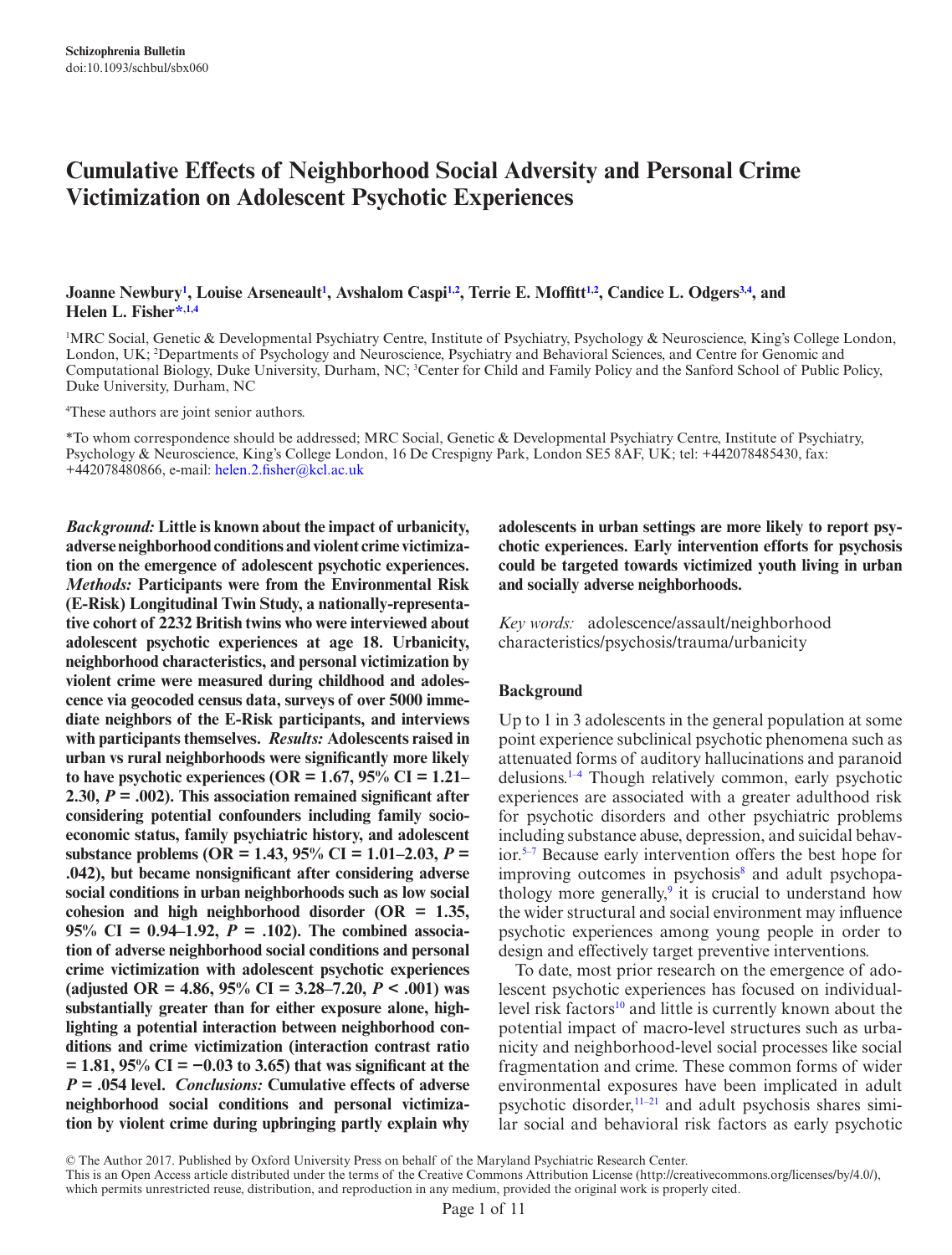Schizophrenia Bulletin
doi:10.1093/schbul/sbx060

# Cumulative Effects of Neighborhood Social Adversity and Personal Crime Victimization on Adolescent Psychotic Experiences

**Joanne Newbury[1], Louise Arseneault[1], Avshalom Caspi[1,2], Terrie E. Moffitt[1,2], Candice L. Odgers[3,4], and Helen L. Fisher*[,1,4]**

[1]MRC Social, Genetic & Developmental Psychiatry Centre, Institute of Psychiatry, Psychology & Neuroscience, King's College London, London, UK; [2]Departments of Psychology and Neuroscience, Psychiatry and Behavioral Sciences, and Centre for Genomic and Computational Biology, Duke University, Durham, NC; [3]Center for Child and Family Policy and the Sanford School of Public Policy, Duke University, Durham, NC

[4]These authors are joint senior authors.

*To whom correspondence should be addressed; MRC Social, Genetic & Developmental Psychiatry Centre, Institute of Psychiatry, Psychology & Neuroscience, King's College London, 16 De Crespigny Park, London SE5 8AF, UK; tel: +442078485430, fax: +442078480866, e-mail: helen.2.fisher@kcl.ac.uk

***Background:*** **Little is known about the impact of urbanicity, adverse neighborhood conditions and violent crime victimization on the emergence of adolescent psychotic experiences.** ***Methods:*** **Participants were from the Environmental Risk (E-Risk) Longitudinal Twin Study, a nationally-representative cohort of 2232 British twins who were interviewed about adolescent psychotic experiences at age 18. Urbanicity, neighborhood characteristics, and personal victimization by violent crime were measured during childhood and adolescence via geocoded census data, surveys of over 5000 immediate neighbors of the E-Risk participants, and interviews with participants themselves.** ***Results:*** **Adolescents raised in urban vs rural neighborhoods were significantly more likely to have psychotic experiences (OR = 1.67, 95% CI = 1.21–2.30, $P$ = .002). This association remained significant after considering potential confounders including family socioeconomic status, family psychiatric history, and adolescent substance problems (OR = 1.43, 95% CI = 1.01–2.03, $P$ = .042), but became nonsignificant after considering adverse social conditions in urban neighborhoods such as low social cohesion and high neighborhood disorder (OR = 1.35, 95% CI = 0.94–1.92, $P$ = .102). The combined association of adverse neighborhood social conditions and personal crime victimization with adolescent psychotic experiences (adjusted OR = 4.86, 95% CI = 3.28–7.20, $P$ < .001) was substantially greater than for either exposure alone, highlighting a potential interaction between neighborhood conditions and crime victimization (interaction contrast ratio = 1.81, 95% CI = −0.03 to 3.65) that was significant at the $P$ = .054 level.** ***Conclusions:*** **Cumulative effects of adverse neighborhood social conditions and personal victimization by violent crime during upbringing partly explain why adolescents in urban settings are more likely to report psychotic experiences. Early intervention efforts for psychosis could be targeted towards victimized youth living in urban and socially adverse neighborhoods.**

*Key words:* adolescence/assault/neighborhood characteristics/psychosis/trauma/urbanicity

## Background

Up to 1 in 3 adolescents in the general population at some point experience subclinical psychotic phenomena such as attenuated forms of auditory hallucinations and paranoid delusions.[1–4] Though relatively common, early psychotic experiences are associated with a greater adulthood risk for psychotic disorders and other psychiatric problems including substance abuse, depression, and suicidal behavior.[5–7] Because early intervention offers the best hope for improving outcomes in psychosis[8] and adult psychopathology more generally,[9] it is crucial to understand how the wider structural and social environment may influence psychotic experiences among young people in order to design and effectively target preventive interventions.

To date, most prior research on the emergence of adolescent psychotic experiences has focused on individual-level risk factors[10] and little is currently known about the potential impact of macro-level structures such as urbanicity and neighborhood-level social processes like social fragmentation and crime. These common forms of wider environmental exposures have been implicated in adult psychotic disorder,[11–21] and adult psychosis shares similar social and behavioral risk factors as early psychotic

© The Author 2017. Published by Oxford University Press on behalf of the Maryland Psychiatric Research Center.
This is an Open Access article distributed under the terms of the Creative Commons Attribution License (http://creativecommons.org/licenses/by/4.0/), which permits unrestricted reuse, distribution, and reproduction in any medium, provided the original work is properly cited.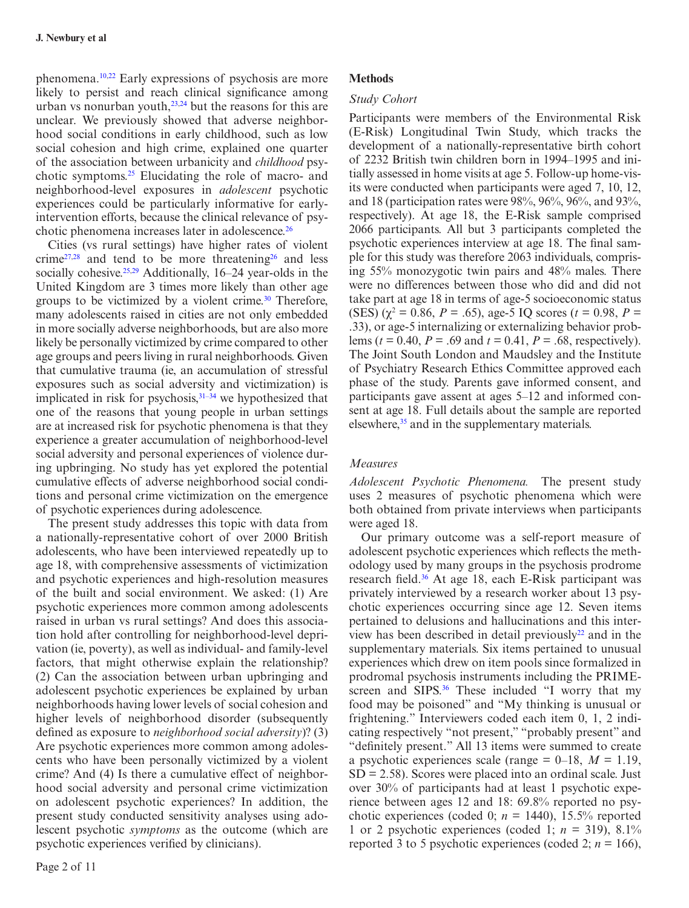phenomena.[10,22] Early expressions of psychosis are more likely to persist and reach clinical significance among urban vs nonurban youth,[23,24] but the reasons for this are unclear. We previously showed that adverse neighborhood social conditions in early childhood, such as low social cohesion and high crime, explained one quarter of the association between urbanicity and *childhood* psychotic symptoms.[25] Elucidating the role of macro- and neighborhood-level exposures in *adolescent* psychotic experiences could be particularly informative for early-intervention efforts, because the clinical relevance of psychotic phenomena increases later in adolescence.[26]

Cities (vs rural settings) have higher rates of violent crime[27,28] and tend to be more threatening[26] and less socially cohesive.[25,29] Additionally, 16–24 year-olds in the United Kingdom are 3 times more likely than other age groups to be victimized by a violent crime.[30] Therefore, many adolescents raised in cities are not only embedded in more socially adverse neighborhoods, but are also more likely be personally victimized by crime compared to other age groups and peers living in rural neighborhoods. Given that cumulative trauma (ie, an accumulation of stressful exposures such as social adversity and victimization) is implicated in risk for psychosis,[31–34] we hypothesized that one of the reasons that young people in urban settings are at increased risk for psychotic phenomena is that they experience a greater accumulation of neighborhood-level social adversity and personal experiences of violence during upbringing. No study has yet explored the potential cumulative effects of adverse neighborhood social conditions and personal crime victimization on the emergence of psychotic experiences during adolescence.

The present study addresses this topic with data from a nationally-representative cohort of over 2000 British adolescents, who have been interviewed repeatedly up to age 18, with comprehensive assessments of victimization and psychotic experiences and high-resolution measures of the built and social environment. We asked: (1) Are psychotic experiences more common among adolescents raised in urban vs rural settings? And does this association hold after controlling for neighborhood-level deprivation (ie, poverty), as well as individual- and family-level factors, that might otherwise explain the relationship? (2) Can the association between urban upbringing and adolescent psychotic experiences be explained by urban neighborhoods having lower levels of social cohesion and higher levels of neighborhood disorder (subsequently defined as exposure to *neighborhood social adversity*)? (3) Are psychotic experiences more common among adolescents who have been personally victimized by a violent crime? And (4) Is there a cumulative effect of neighborhood social adversity and personal crime victimization on adolescent psychotic experiences? In addition, the present study conducted sensitivity analyses using adolescent psychotic *symptoms* as the outcome (which are psychotic experiences verified by clinicians).

## Methods

### *Study Cohort*

Participants were members of the Environmental Risk (E-Risk) Longitudinal Twin Study, which tracks the development of a nationally-representative birth cohort of 2232 British twin children born in 1994–1995 and initially assessed in home visits at age 5. Follow-up home-visits were conducted when participants were aged 7, 10, 12, and 18 (participation rates were 98%, 96%, 96%, and 93%, respectively). At age 18, the E-Risk sample comprised 2066 participants. All but 3 participants completed the psychotic experiences interview at age 18. The final sample for this study was therefore 2063 individuals, comprising 55% monozygotic twin pairs and 48% males. There were no differences between those who did and did not take part at age 18 in terms of age-5 socioeconomic status (SES) ($\chi^2 = 0.86$, $P = .65$), age-5 IQ scores ($t = 0.98$, $P = .33$), or age-5 internalizing or externalizing behavior problems ($t = 0.40$, $P = .69$ and $t = 0.41$, $P = .68$, respectively). The Joint South London and Maudsley and the Institute of Psychiatry Research Ethics Committee approved each phase of the study. Parents gave informed consent, and participants gave assent at ages 5–12 and informed consent at age 18. Full details about the sample are reported elsewhere,[35] and in the supplementary materials.

### *Measures*

*Adolescent Psychotic Phenomena.* The present study uses 2 measures of psychotic phenomena which were both obtained from private interviews when participants were aged 18.

Our primary outcome was a self-report measure of adolescent psychotic experiences which reflects the methodology used by many groups in the psychosis prodrome research field.[36] At age 18, each E-Risk participant was privately interviewed by a research worker about 13 psychotic experiences occurring since age 12. Seven items pertained to delusions and hallucinations and this interview has been described in detail previously[22] and in the supplementary materials. Six items pertained to unusual experiences which drew on item pools since formalized in prodromal psychosis instruments including the PRIME-screen and SIPS.[36] These included "I worry that my food may be poisoned" and "My thinking is unusual or frightening." Interviewers coded each item 0, 1, 2 indicating respectively "not present," "probably present" and "definitely present." All 13 items were summed to create a psychotic experiences scale (range = 0–18, $M = 1.19$, $SD = 2.58$). Scores were placed into an ordinal scale. Just over 30% of participants had at least 1 psychotic experience between ages 12 and 18: 69.8% reported no psychotic experiences (coded 0; $n = 1440$), 15.5% reported 1 or 2 psychotic experiences (coded 1; $n = 319$), 8.1% reported 3 to 5 psychotic experiences (coded 2; $n = 166$),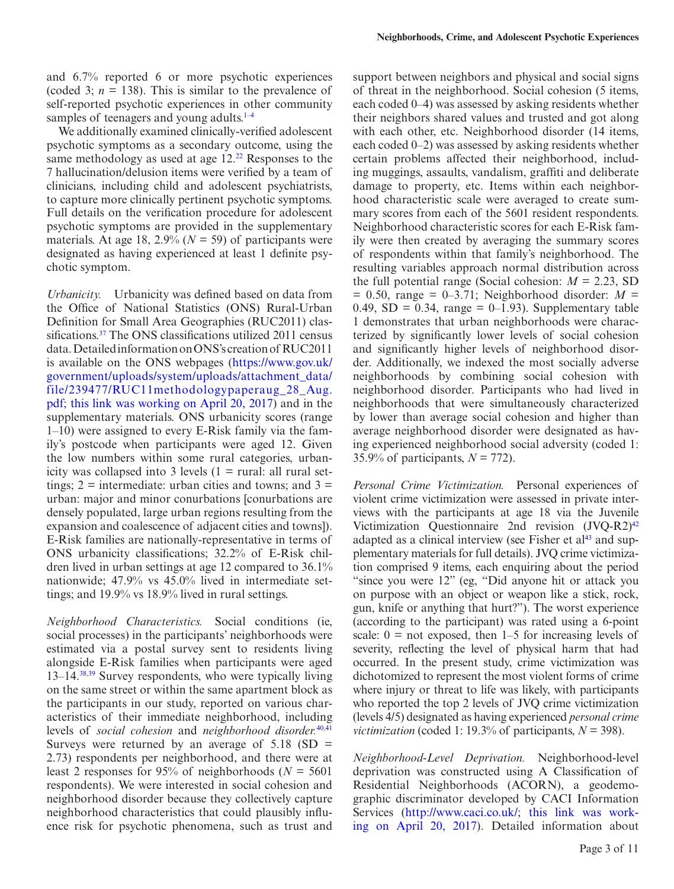and 6.7% reported 6 or more psychotic experiences (coded 3; $n = 138$). This is similar to the prevalence of self-reported psychotic experiences in other community samples of teenagers and young adults.[1–4]

We additionally examined clinically-verified adolescent psychotic symptoms as a secondary outcome, using the same methodology as used at age 12.[22] Responses to the 7 hallucination/delusion items were verified by a team of clinicians, including child and adolescent psychiatrists, to capture more clinically pertinent psychotic symptoms. Full details on the verification procedure for adolescent psychotic symptoms are provided in the supplementary materials. At age 18, 2.9% ($N = 59$) of participants were designated as having experienced at least 1 definite psychotic symptom.

*Urbanicity.* Urbanicity was defined based on data from the Office of National Statistics (ONS) Rural-Urban Definition for Small Area Geographies (RUC2011) classifications.[37] The ONS classifications utilized 2011 census data. Detailed information on ONS's creation of RUC2011 is available on the ONS webpages (https://www.gov.uk/government/uploads/system/uploads/attachment_data/file/239477/RUC11methodologypaperaug_28_Aug.pdf; this link was working on April 20, 2017) and in the supplementary materials. ONS urbanicity scores (range 1–10) were assigned to every E-Risk family via the family's postcode when participants were aged 12. Given the low numbers within some rural categories, urbanicity was collapsed into 3 levels (1 = rural: all rural settings; 2 = intermediate: urban cities and towns; and 3 = urban: major and minor conurbations [conurbations are densely populated, large urban regions resulting from the expansion and coalescence of adjacent cities and towns]). E-Risk families are nationally-representative in terms of ONS urbanicity classifications; 32.2% of E-Risk children lived in urban settings at age 12 compared to 36.1% nationwide; 47.9% vs 45.0% lived in intermediate settings; and 19.9% vs 18.9% lived in rural settings.

*Neighborhood Characteristics.* Social conditions (ie, social processes) in the participants' neighborhoods were estimated via a postal survey sent to residents living alongside E-Risk families when participants were aged 13–14.[38,39] Survey respondents, who were typically living on the same street or within the same apartment block as the participants in our study, reported on various characteristics of their immediate neighborhood, including levels of *social cohesion* and *neighborhood disorder*.[40,41] Surveys were returned by an average of 5.18 (SD = 2.73) respondents per neighborhood, and there were at least 2 responses for 95% of neighborhoods ($N = 5601$ respondents). We were interested in social cohesion and neighborhood disorder because they collectively capture neighborhood characteristics that could plausibly influence risk for psychotic phenomena, such as trust and support between neighbors and physical and social signs of threat in the neighborhood. Social cohesion (5 items, each coded 0–4) was assessed by asking residents whether their neighbors shared values and trusted and got along with each other, etc. Neighborhood disorder (14 items, each coded 0–2) was assessed by asking residents whether certain problems affected their neighborhood, including muggings, assaults, vandalism, graffiti and deliberate damage to property, etc. Items within each neighborhood characteristic scale were averaged to create summary scores from each of the 5601 resident respondents. Neighborhood characteristic scores for each E-Risk family were then created by averaging the summary scores of respondents within that family's neighborhood. The resulting variables approach normal distribution across the full potential range (Social cohesion: $M = 2.23$, SD = 0.50, range = 0–3.71; Neighborhood disorder: $M = 0.49$, SD = 0.34, range = 0–1.93). Supplementary table 1 demonstrates that urban neighborhoods were characterized by significantly lower levels of social cohesion and significantly higher levels of neighborhood disorder. Additionally, we indexed the most socially adverse neighborhoods by combining social cohesion with neighborhood disorder. Participants who had lived in neighborhoods that were simultaneously characterized by lower than average social cohesion and higher than average neighborhood disorder were designated as having experienced neighborhood social adversity (coded 1: 35.9% of participants, $N = 772$).

*Personal Crime Victimization.* Personal experiences of violent crime victimization were assessed in private interviews with the participants at age 18 via the Juvenile Victimization Questionnaire 2nd revision (JVQ-R2)[42] adapted as a clinical interview (see Fisher et al[43] and supplementary materials for full details). JVQ crime victimization comprised 9 items, each enquiring about the period "since you were 12" (eg, "Did anyone hit or attack you on purpose with an object or weapon like a stick, rock, gun, knife or anything that hurt?"). The worst experience (according to the participant) was rated using a 6-point scale: 0 = not exposed, then 1–5 for increasing levels of severity, reflecting the level of physical harm that had occurred. In the present study, crime victimization was dichotomized to represent the most violent forms of crime where injury or threat to life was likely, with participants who reported the top 2 levels of JVQ crime victimization (levels 4/5) designated as having experienced *personal crime victimization* (coded 1: 19.3% of participants, $N = 398$).

*Neighborhood-Level Deprivation.* Neighborhood-level deprivation was constructed using A Classification of Residential Neighborhoods (ACORN), a geodemographic discriminator developed by CACI Information Services (http://www.caci.co.uk/; this link was working on April 20, 2017). Detailed information about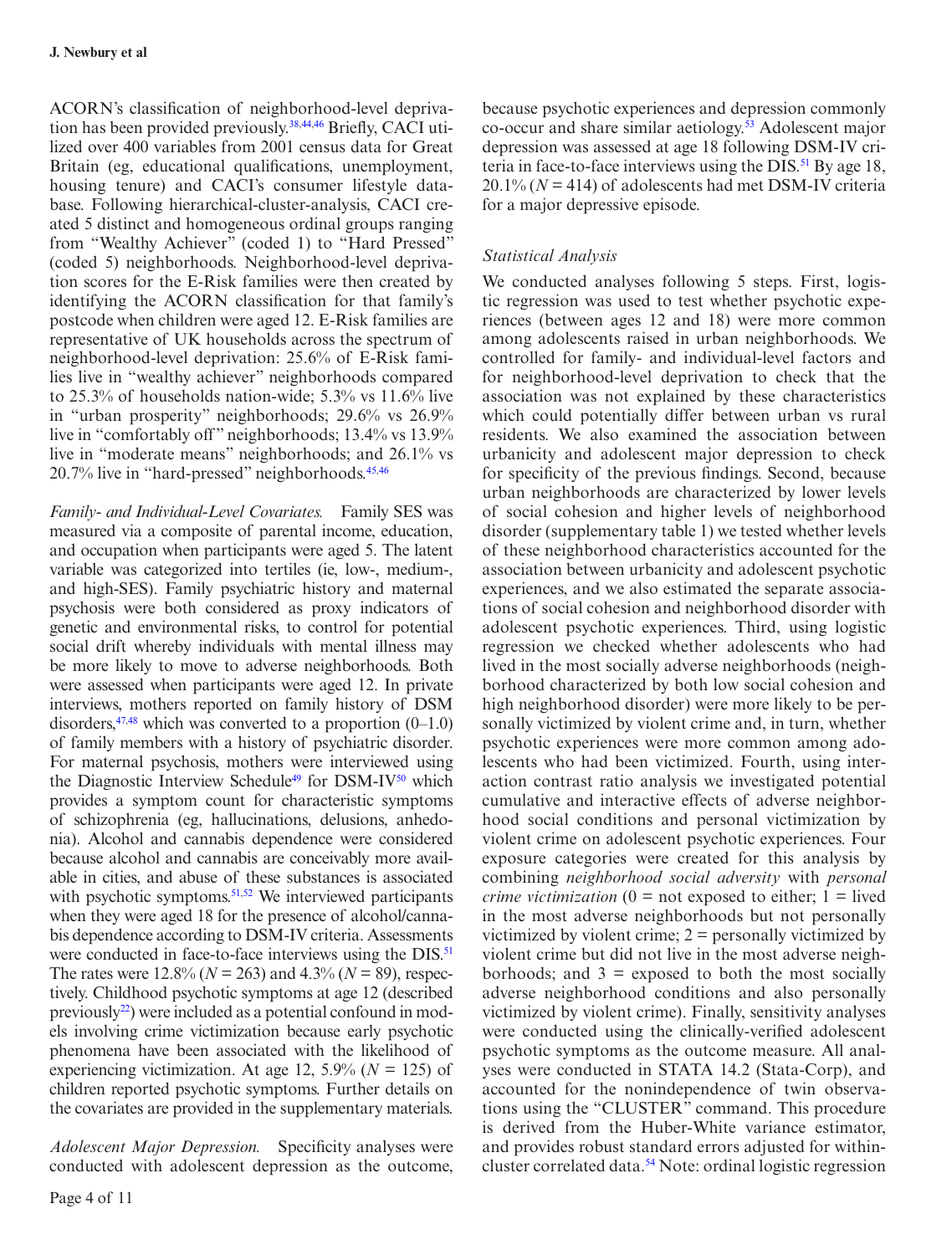ACORN's classification of neighborhood-level deprivation has been provided previously.[38,44,46] Briefly, CACI utilized over 400 variables from 2001 census data for Great Britain (eg, educational qualifications, unemployment, housing tenure) and CACI's consumer lifestyle database. Following hierarchical-cluster-analysis, CACI created 5 distinct and homogeneous ordinal groups ranging from "Wealthy Achiever" (coded 1) to "Hard Pressed" (coded 5) neighborhoods. Neighborhood-level deprivation scores for the E-Risk families were then created by identifying the ACORN classification for that family's postcode when children were aged 12. E-Risk families are representative of UK households across the spectrum of neighborhood-level deprivation: 25.6% of E-Risk families live in "wealthy achiever" neighborhoods compared to 25.3% of households nation-wide; 5.3% vs 11.6% live in "urban prosperity" neighborhoods; 29.6% vs 26.9% live in "comfortably off" neighborhoods; 13.4% vs 13.9% live in "moderate means" neighborhoods; and 26.1% vs 20.7% live in "hard-pressed" neighborhoods.[45,46]

*Family- and Individual-Level Covariates.* Family SES was measured via a composite of parental income, education, and occupation when participants were aged 5. The latent variable was categorized into tertiles (ie, low-, medium-, and high-SES). Family psychiatric history and maternal psychosis were both considered as proxy indicators of genetic and environmental risks, to control for potential social drift whereby individuals with mental illness may be more likely to move to adverse neighborhoods. Both were assessed when participants were aged 12. In private interviews, mothers reported on family history of DSM disorders,[47,48] which was converted to a proportion (0–1.0) of family members with a history of psychiatric disorder. For maternal psychosis, mothers were interviewed using the Diagnostic Interview Schedule[49] for DSM-IV[50] which provides a symptom count for characteristic symptoms of schizophrenia (eg, hallucinations, delusions, anhedonia). Alcohol and cannabis dependence were considered because alcohol and cannabis are conceivably more available in cities, and abuse of these substances is associated with psychotic symptoms.[51,52] We interviewed participants when they were aged 18 for the presence of alcohol/cannabis dependence according to DSM-IV criteria. Assessments were conducted in face-to-face interviews using the DIS.[51] The rates were 12.8% ($N = 263$) and 4.3% ($N = 89$), respectively. Childhood psychotic symptoms at age 12 (described previously[22]) were included as a potential confound in models involving crime victimization because early psychotic phenomena have been associated with the likelihood of experiencing victimization. At age 12, 5.9% ($N = 125$) of children reported psychotic symptoms. Further details on the covariates are provided in the supplementary materials.

*Adolescent Major Depression.* Specificity analyses were conducted with adolescent depression as the outcome, because psychotic experiences and depression commonly co-occur and share similar aetiology.[53] Adolescent major depression was assessed at age 18 following DSM-IV criteria in face-to-face interviews using the DIS.[51] By age 18, 20.1% ($N = 414$) of adolescents had met DSM-IV criteria for a major depressive episode.

### *Statistical Analysis*

We conducted analyses following 5 steps. First, logistic regression was used to test whether psychotic experiences (between ages 12 and 18) were more common among adolescents raised in urban neighborhoods. We controlled for family- and individual-level factors and for neighborhood-level deprivation to check that the association was not explained by these characteristics which could potentially differ between urban vs rural residents. We also examined the association between urbanicity and adolescent major depression to check for specificity of the previous findings. Second, because urban neighborhoods are characterized by lower levels of social cohesion and higher levels of neighborhood disorder (supplementary table 1) we tested whether levels of these neighborhood characteristics accounted for the association between urbanicity and adolescent psychotic experiences, and we also estimated the separate associations of social cohesion and neighborhood disorder with adolescent psychotic experiences. Third, using logistic regression we checked whether adolescents who had lived in the most socially adverse neighborhoods (neighborhood characterized by both low social cohesion and high neighborhood disorder) were more likely to be personally victimized by violent crime and, in turn, whether psychotic experiences were more common among adolescents who had been victimized. Fourth, using interaction contrast ratio analysis we investigated potential cumulative and interactive effects of adverse neighborhood social conditions and personal victimization by violent crime on adolescent psychotic experiences. Four exposure categories were created for this analysis by combining *neighborhood social adversity* with *personal crime victimization* (0 = not exposed to either; 1 = lived in the most adverse neighborhoods but not personally victimized by violent crime; 2 = personally victimized by violent crime but did not live in the most adverse neighborhoods; and 3 = exposed to both the most socially adverse neighborhood conditions and also personally victimized by violent crime). Finally, sensitivity analyses were conducted using the clinically-verified adolescent psychotic symptoms as the outcome measure. All analyses were conducted in STATA 14.2 (Stata-Corp), and accounted for the nonindependence of twin observations using the "CLUSTER" command. This procedure is derived from the Huber-White variance estimator, and provides robust standard errors adjusted for within-cluster correlated data.[54] Note: ordinal logistic regression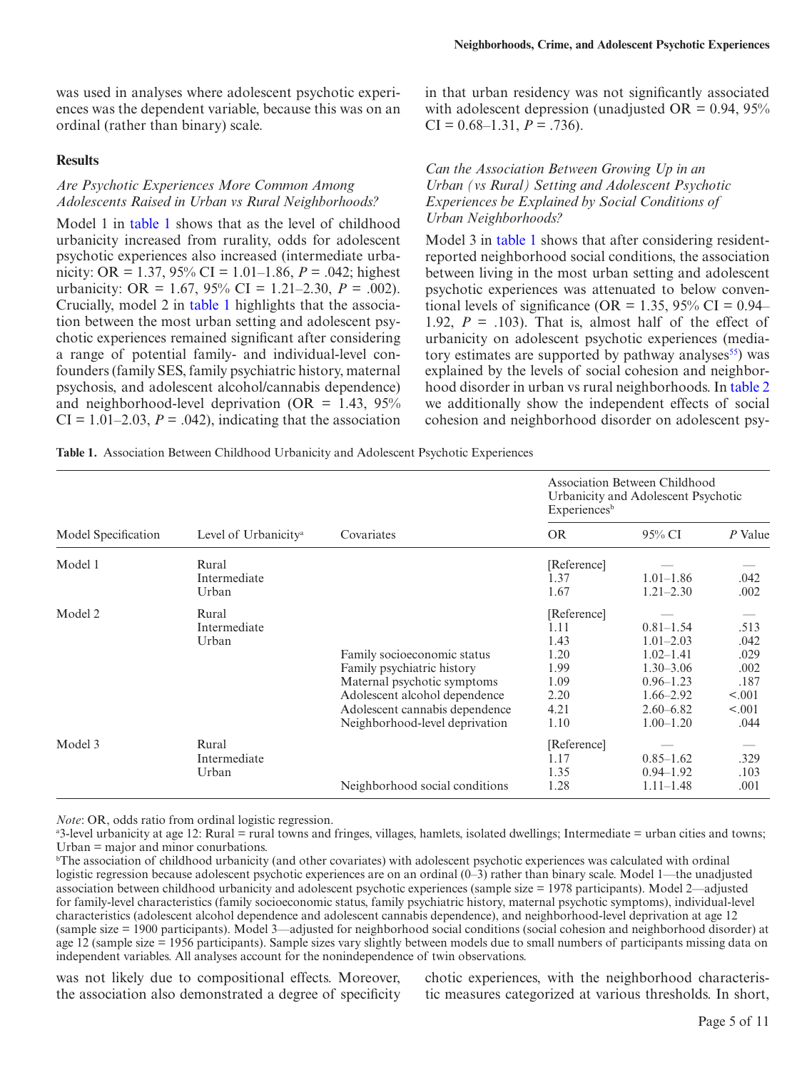was used in analyses where adolescent psychotic experiences was the dependent variable, because this was on an ordinal (rather than binary) scale.

## Results

### *Are Psychotic Experiences More Common Among Adolescents Raised in Urban vs Rural Neighborhoods?*

Model 1 in table 1 shows that as the level of childhood urbanicity increased from rurality, odds for adolescent psychotic experiences also increased (intermediate urbanicity: OR = 1.37, 95% CI = 1.01–1.86, *P* = .042; highest urbanicity: OR = 1.67, 95% CI = 1.21–2.30, *P* = .002). Crucially, model 2 in table 1 highlights that the association between the most urban setting and adolescent psychotic experiences remained significant after considering a range of potential family- and individual-level confounders (family SES, family psychiatric history, maternal psychosis, and adolescent alcohol/cannabis dependence) and neighborhood-level deprivation (OR = 1.43, 95% CI = 1.01–2.03, *P* = .042), indicating that the association was not likely due to compositional effects. Moreover, the association also demonstrated a degree of specificity in that urban residency was not significantly associated with adolescent depression (unadjusted OR = 0.94, 95% CI = 0.68–1.31, *P* = .736).

### *Can the Association Between Growing Up in an Urban (vs Rural) Setting and Adolescent Psychotic Experiences be Explained by Social Conditions of Urban Neighborhoods?*

Model 3 in table 1 shows that after considering resident-reported neighborhood social conditions, the association between living in the most urban setting and adolescent psychotic experiences was attenuated to below conventional levels of significance (OR = 1.35, 95% CI = 0.94–1.92, *P* = .103). That is, almost half of the effect of urbanicity on adolescent psychotic experiences (mediatory estimates are supported by pathway analyses[55]) was explained by the levels of social cohesion and neighborhood disorder in urban vs rural neighborhoods. In table 2 we additionally show the independent effects of social cohesion and neighborhood disorder on adolescent psychotic experiences, with the neighborhood characteristic measures categorized at various thresholds. In short,

**Table 1.** Association Between Childhood Urbanicity and Adolescent Psychotic Experiences

| Model Specification | Level of Urbanicity[a] | Covariates | Association Between Childhood Urbanicity and Adolescent Psychotic Experiences[b] | | |
|---|---|---|---|---|---|
| | | | OR | 95% CI | *P* Value |
| Model 1 | Rural | | [Reference] | — | — |
| | Intermediate | | 1.37 | 1.01–1.86 | .042 |
| | Urban | | 1.67 | 1.21–2.30 | .002 |
| Model 2 | Rural | | [Reference] | — | — |
| | Intermediate | | 1.11 | 0.81–1.54 | .513 |
| | Urban | | 1.43 | 1.01–2.03 | .042 |
| | | Family socioeconomic status | 1.20 | 1.02–1.41 | .029 |
| | | Family psychiatric history | 1.99 | 1.30–3.06 | .002 |
| | | Maternal psychotic symptoms | 1.09 | 0.96–1.23 | .187 |
| | | Adolescent alcohol dependence | 2.20 | 1.66–2.92 | <.001 |
| | | Adolescent cannabis dependence | 4.21 | 2.60–6.82 | <.001 |
| | | Neighborhood-level deprivation | 1.10 | 1.00–1.20 | .044 |
| Model 3 | Rural | | [Reference] | — | — |
| | Intermediate | | 1.17 | 0.85–1.62 | .329 |
| | Urban | | 1.35 | 0.94–1.92 | .103 |
| | | Neighborhood social conditions | 1.28 | 1.11–1.48 | .001 |

*Note*: OR, odds ratio from ordinal logistic regression.

[a]3-level urbanicity at age 12: Rural = rural towns and fringes, villages, hamlets, isolated dwellings; Intermediate = urban cities and towns; Urban = major and minor conurbations.

[b]The association of childhood urbanicity (and other covariates) with adolescent psychotic experiences was calculated with ordinal logistic regression because adolescent psychotic experiences are on an ordinal (0–3) rather than binary scale. Model 1—the unadjusted association between childhood urbanicity and adolescent psychotic experiences (sample size = 1978 participants). Model 2—adjusted for family-level characteristics (family socioeconomic status, family psychiatric history, maternal psychotic symptoms), individual-level characteristics (adolescent alcohol dependence and adolescent cannabis dependence), and neighborhood-level deprivation at age 12 (sample size = 1900 participants). Model 3—adjusted for neighborhood social conditions (social cohesion and neighborhood disorder) at age 12 (sample size = 1956 participants). Sample sizes vary slightly between models due to small numbers of participants missing data on independent variables. All analyses account for the nonindependence of twin observations.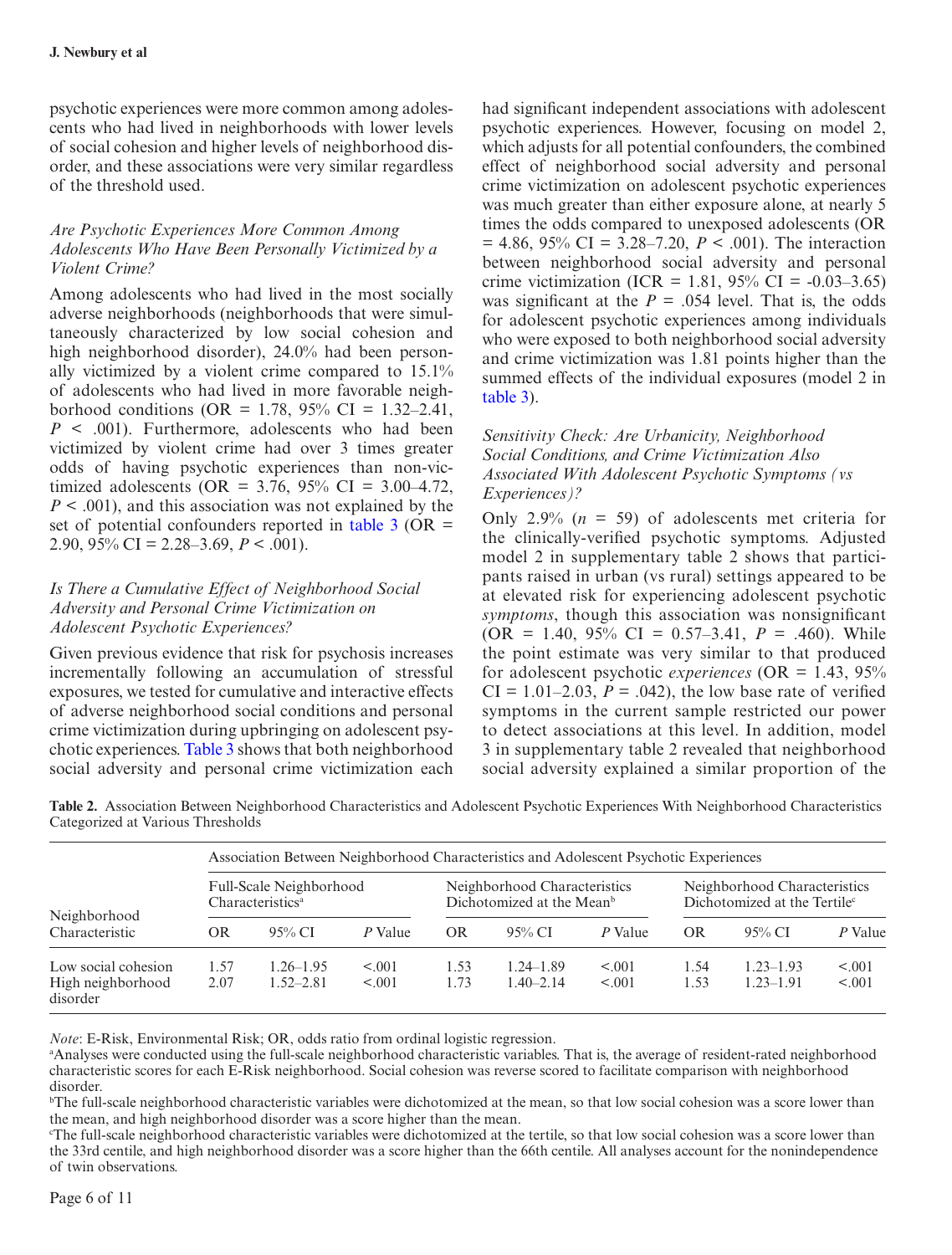psychotic experiences were more common among adolescents who had lived in neighborhoods with lower levels of social cohesion and higher levels of neighborhood disorder, and these associations were very similar regardless of the threshold used.

### *Are Psychotic Experiences More Common Among Adolescents Who Have Been Personally Victimized by a Violent Crime?*

Among adolescents who had lived in the most socially adverse neighborhoods (neighborhoods that were simultaneously characterized by low social cohesion and high neighborhood disorder), 24.0% had been personally victimized by a violent crime compared to 15.1% of adolescents who had lived in more favorable neighborhood conditions (OR = 1.78, 95% CI = 1.32–2.41, $P < .001$). Furthermore, adolescents who had been victimized by violent crime had over 3 times greater odds of having psychotic experiences than non-victimized adolescents (OR = 3.76, 95% CI = 3.00–4.72, $P < .001$), and this association was not explained by the set of potential confounders reported in table 3 (OR = 2.90, 95% CI = 2.28–3.69, $P < .001$).

### *Is There a Cumulative Effect of Neighborhood Social Adversity and Personal Crime Victimization on Adolescent Psychotic Experiences?*

Given previous evidence that risk for psychosis increases incrementally following an accumulation of stressful exposures, we tested for cumulative and interactive effects of adverse neighborhood social conditions and personal crime victimization during upbringing on adolescent psychotic experiences. Table 3 shows that both neighborhood social adversity and personal crime victimization each had significant independent associations with adolescent psychotic experiences. However, focusing on model 2, which adjusts for all potential confounders, the combined effect of neighborhood social adversity and personal crime victimization on adolescent psychotic experiences was much greater than either exposure alone, at nearly 5 times the odds compared to unexposed adolescents (OR = 4.86, 95% CI = 3.28–7.20, $P < .001$). The interaction between neighborhood social adversity and personal crime victimization (ICR = 1.81, 95% CI = -0.03–3.65) was significant at the $P = .054$ level. That is, the odds for adolescent psychotic experiences among individuals who were exposed to both neighborhood social adversity and crime victimization was 1.81 points higher than the summed effects of the individual exposures (model 2 in table 3).

### *Sensitivity Check: Are Urbanicity, Neighborhood Social Conditions, and Crime Victimization Also Associated With Adolescent Psychotic Symptoms (vs Experiences)?*

Only 2.9% ($n$ = 59) of adolescents met criteria for the clinically-verified psychotic symptoms. Adjusted model 2 in supplementary table 2 shows that participants raised in urban (vs rural) settings appeared to be at elevated risk for experiencing adolescent psychotic *symptoms*, though this association was nonsignificant (OR = 1.40, 95% CI = 0.57–3.41, $P = .460$). While the point estimate was very similar to that produced for adolescent psychotic *experiences* (OR = 1.43, 95% CI = 1.01–2.03, $P = .042$), the low base rate of verified symptoms in the current sample restricted our power to detect associations at this level. In addition, model 3 in supplementary table 2 revealed that neighborhood social adversity explained a similar proportion of the

**Table 2.** Association Between Neighborhood Characteristics and Adolescent Psychotic Experiences With Neighborhood Characteristics Categorized at Various Thresholds

| Neighborhood Characteristic | Association Between Neighborhood Characteristics and Adolescent Psychotic Experiences | | | | | | | | |
|---|---|---|---|---|---|---|---|---|---|
| | Full-Scale Neighborhood Characteristics[a] | | | Neighborhood Characteristics Dichotomized at the Mean[b] | | | Neighborhood Characteristics Dichotomized at the Tertile[c] | | |
| | OR | 95% CI | *P* Value | OR | 95% CI | *P* Value | OR | 95% CI | *P* Value |
| Low social cohesion | 1.57 | 1.26–1.95 | <.001 | 1.53 | 1.24–1.89 | <.001 | 1.54 | 1.23–1.93 | <.001 |
| High neighborhood disorder | 2.07 | 1.52–2.81 | <.001 | 1.73 | 1.40–2.14 | <.001 | 1.53 | 1.23–1.91 | <.001 |

*Note*: E-Risk, Environmental Risk; OR, odds ratio from ordinal logistic regression.

[a]Analyses were conducted using the full-scale neighborhood characteristic variables. That is, the average of resident-rated neighborhood characteristic scores for each E-Risk neighborhood. Social cohesion was reverse scored to facilitate comparison with neighborhood disorder.

[b]The full-scale neighborhood characteristic variables were dichotomized at the mean, so that low social cohesion was a score lower than the mean, and high neighborhood disorder was a score higher than the mean.

[c]The full-scale neighborhood characteristic variables were dichotomized at the tertile, so that low social cohesion was a score lower than the 33rd centile, and high neighborhood disorder was a score higher than the 66th centile. All analyses account for the nonindependence of twin observations.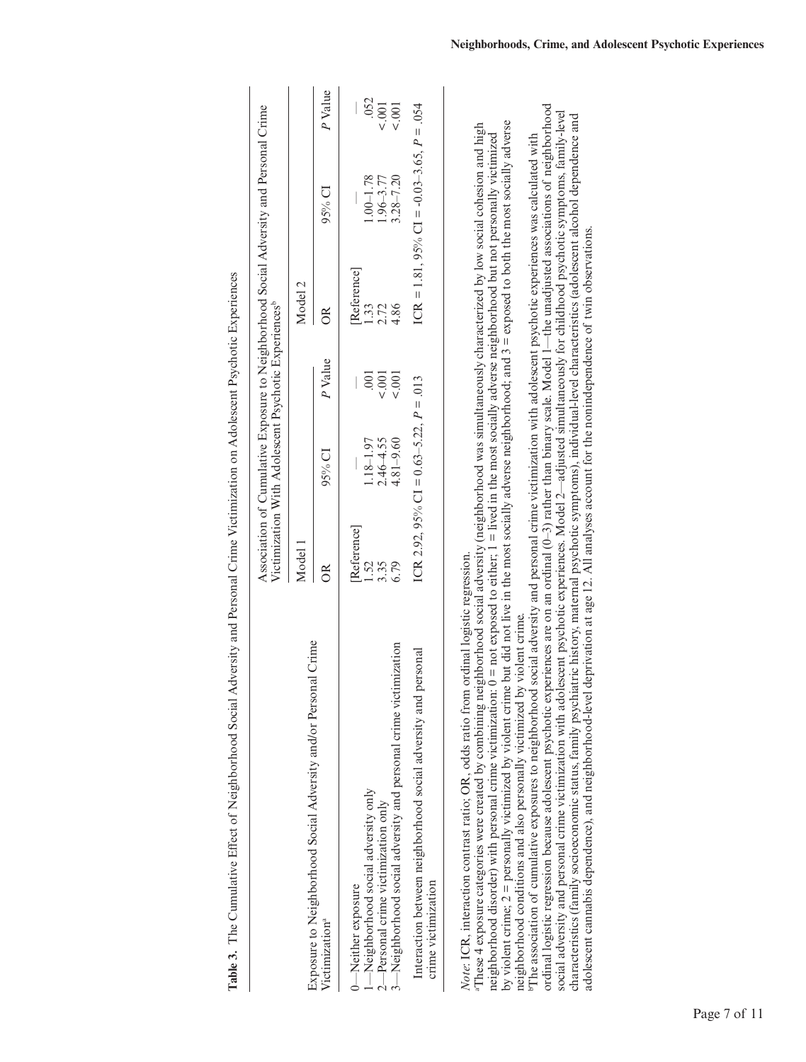**Table 3.** The Cumulative Effect of Neighborhood Social Adversity and Personal Crime Victimization on Adolescent Psychotic Experiences

| Exposure to Neighborhood Social Adversity and/or Personal Crime Victimization[a] | Association of Cumulative Exposure to Neighborhood Social Adversity and Personal Crime Victimization With Adolescent Psychotic Experiences[b] | | | | | |
|---|---|---|---|---|---|---|
| | Model 1 | | | Model 2 | | |
| | OR | 95% CI | *P* Value | OR | 95% CI | *P* Value |
| 0—Neither exposure | [Reference] | — | — | [Reference] | — | — |
| 1—Neighborhood social adversity only | 1.52 | 1.18–1.97 | .001 | 1.33 | 1.00–1.78 | .052 |
| 2—Personal crime victimization only | 3.35 | 2.46–4.55 | <.001 | 2.72 | 1.96–3.77 | <.001 |
| 3—Neighborhood social adversity and personal crime victimization | 6.79 | 4.81–9.60 | <.001 | 4.86 | 3.28–7.20 | <.001 |
| Interaction between neighborhood social adversity and personal crime victimization | ICR 2.92, 95% CI = 0.63–5.22, *P* = .013 | | | ICR = 1.81, 95% CI = -0.03–3.65, *P* = .054 | | |

*Note*: ICR, interaction contrast ratio; OR, odds ratio from ordinal logistic regression.

[a]These 4 exposure categories were created by combining neighborhood social adversity (neighborhood was simultaneously characterized by low social cohesion and high neighborhood disorder) with personal crime victimization: 0 = not exposed to either; 1 = lived in the most socially adverse neighborhood but not personally victimized by violent crime; 2 = personally victimized by violent crime but did not live in the most socially adverse neighborhood; and 3 = exposed to both the most socially adverse neighborhood conditions and also personally victimized by violent crime.

[b]The association of cumulative exposures to neighborhood social adversity and personal crime victimization with adolescent psychotic experiences was calculated with ordinal logistic regression because adolescent psychotic experiences are on an ordinal (0–3) rather than binary scale. Model 1—the unadjusted associations of neighborhood social adversity and personal crime victimization with adolescent psychotic experiences. Model 2—adjusted simultaneously for childhood psychotic symptoms, family-level characteristics (family socioeconomic status, family psychiatric history, maternal psychotic symptoms), individual-level characteristics (adolescent alcohol dependence and adolescent cannabis dependence), and neighborhood-level deprivation at age 12. All analyses account for the nonindependence of twin observations.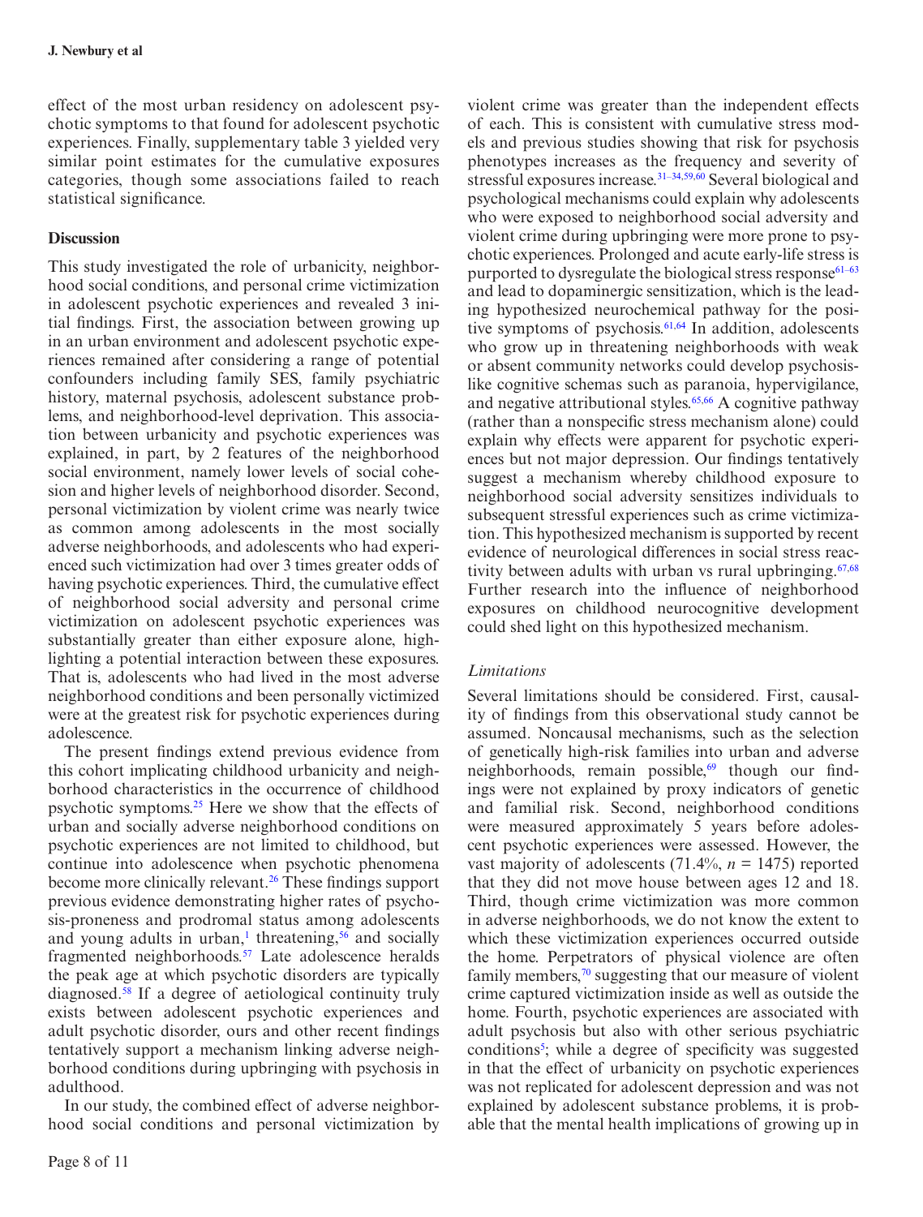effect of the most urban residency on adolescent psychotic symptoms to that found for adolescent psychotic experiences. Finally, supplementary table 3 yielded very similar point estimates for the cumulative exposures categories, though some associations failed to reach statistical significance.

## Discussion

This study investigated the role of urbanicity, neighborhood social conditions, and personal crime victimization in adolescent psychotic experiences and revealed 3 initial findings. First, the association between growing up in an urban environment and adolescent psychotic experiences remained after considering a range of potential confounders including family SES, family psychiatric history, maternal psychosis, adolescent substance problems, and neighborhood-level deprivation. This association between urbanicity and psychotic experiences was explained, in part, by 2 features of the neighborhood social environment, namely lower levels of social cohesion and higher levels of neighborhood disorder. Second, personal victimization by violent crime was nearly twice as common among adolescents in the most socially adverse neighborhoods, and adolescents who had experienced such victimization had over 3 times greater odds of having psychotic experiences. Third, the cumulative effect of neighborhood social adversity and personal crime victimization on adolescent psychotic experiences was substantially greater than either exposure alone, highlighting a potential interaction between these exposures. That is, adolescents who had lived in the most adverse neighborhood conditions and been personally victimized were at the greatest risk for psychotic experiences during adolescence.

The present findings extend previous evidence from this cohort implicating childhood urbanicity and neighborhood characteristics in the occurrence of childhood psychotic symptoms.[25] Here we show that the effects of urban and socially adverse neighborhood conditions on psychotic experiences are not limited to childhood, but continue into adolescence when psychotic phenomena become more clinically relevant.[26] These findings support previous evidence demonstrating higher rates of psychosis-proneness and prodromal status among adolescents and young adults in urban,[1] threatening,[56] and socially fragmented neighborhoods.[57] Late adolescence heralds the peak age at which psychotic disorders are typically diagnosed.[58] If a degree of aetiological continuity truly exists between adolescent psychotic experiences and adult psychotic disorder, ours and other recent findings tentatively support a mechanism linking adverse neighborhood conditions during upbringing with psychosis in adulthood.

In our study, the combined effect of adverse neighborhood social conditions and personal victimization by violent crime was greater than the independent effects of each. This is consistent with cumulative stress models and previous studies showing that risk for psychosis phenotypes increases as the frequency and severity of stressful exposures increase.[31–34,59,60] Several biological and psychological mechanisms could explain why adolescents who were exposed to neighborhood social adversity and violent crime during upbringing were more prone to psychotic experiences. Prolonged and acute early-life stress is purported to dysregulate the biological stress response[61–63] and lead to dopaminergic sensitization, which is the leading hypothesized neurochemical pathway for the positive symptoms of psychosis.[61,64] In addition, adolescents who grow up in threatening neighborhoods with weak or absent community networks could develop psychosis-like cognitive schemas such as paranoia, hypervigilance, and negative attributional styles.[65,66] A cognitive pathway (rather than a nonspecific stress mechanism alone) could explain why effects were apparent for psychotic experiences but not major depression. Our findings tentatively suggest a mechanism whereby childhood exposure to neighborhood social adversity sensitizes individuals to subsequent stressful experiences such as crime victimization. This hypothesized mechanism is supported by recent evidence of neurological differences in social stress reactivity between adults with urban vs rural upbringing.[67,68] Further research into the influence of neighborhood exposures on childhood neurocognitive development could shed light on this hypothesized mechanism.

### *Limitations*

Several limitations should be considered. First, causality of findings from this observational study cannot be assumed. Noncausal mechanisms, such as the selection of genetically high-risk families into urban and adverse neighborhoods, remain possible,[69] though our findings were not explained by proxy indicators of genetic and familial risk. Second, neighborhood conditions were measured approximately 5 years before adolescent psychotic experiences were assessed. However, the vast majority of adolescents (71.4%, $n$ = 1475) reported that they did not move house between ages 12 and 18. Third, though crime victimization was more common in adverse neighborhoods, we do not know the extent to which these victimization experiences occurred outside the home. Perpetrators of physical violence are often family members,[70] suggesting that our measure of violent crime captured victimization inside as well as outside the home. Fourth, psychotic experiences are associated with adult psychosis but also with other serious psychiatric conditions[5]; while a degree of specificity was suggested in that the effect of urbanicity on psychotic experiences was not replicated for adolescent depression and was not explained by adolescent substance problems, it is probable that the mental health implications of growing up in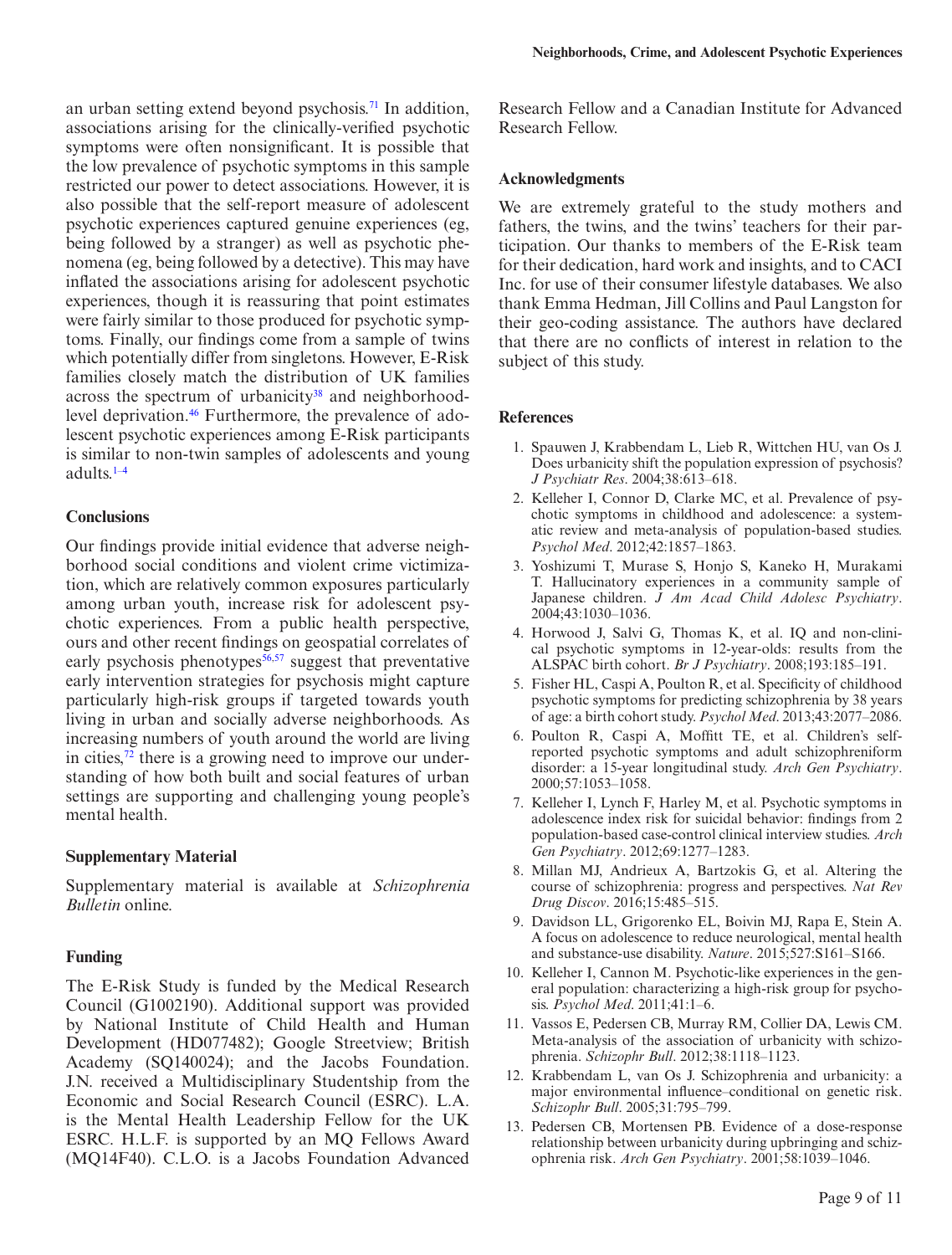an urban setting extend beyond psychosis.[71] In addition, associations arising for the clinically-verified psychotic symptoms were often nonsignificant. It is possible that the low prevalence of psychotic symptoms in this sample restricted our power to detect associations. However, it is also possible that the self-report measure of adolescent psychotic experiences captured genuine experiences (eg, being followed by a stranger) as well as psychotic phenomena (eg, being followed by a detective). This may have inflated the associations arising for adolescent psychotic experiences, though it is reassuring that point estimates were fairly similar to those produced for psychotic symptoms. Finally, our findings come from a sample of twins which potentially differ from singletons. However, E-Risk families closely match the distribution of UK families across the spectrum of urbanicity[38] and neighborhood-level deprivation.[46] Furthermore, the prevalence of adolescent psychotic experiences among E-Risk participants is similar to non-twin samples of adolescents and young adults.[1–4]

### Conclusions

Our findings provide initial evidence that adverse neighborhood social conditions and violent crime victimization, which are relatively common exposures particularly among urban youth, increase risk for adolescent psychotic experiences. From a public health perspective, ours and other recent findings on geospatial correlates of early psychosis phenotypes[56,57] suggest that preventative early intervention strategies for psychosis might capture particularly high-risk groups if targeted towards youth living in urban and socially adverse neighborhoods. As increasing numbers of youth around the world are living in cities,[72] there is a growing need to improve our understanding of how both built and social features of urban settings are supporting and challenging young people's mental health.

### Supplementary Material

Supplementary material is available at *Schizophrenia Bulletin* online.

### Funding

The E-Risk Study is funded by the Medical Research Council (G1002190). Additional support was provided by National Institute of Child Health and Human Development (HD077482); Google Streetview; British Academy (SQ140024); and the Jacobs Foundation. J.N. received a Multidisciplinary Studentship from the Economic and Social Research Council (ESRC). L.A. is the Mental Health Leadership Fellow for the UK ESRC. H.L.F. is supported by an MQ Fellows Award (MQ14F40). C.L.O. is a Jacobs Foundation Advanced Research Fellow and a Canadian Institute for Advanced Research Fellow.

### Acknowledgments

We are extremely grateful to the study mothers and fathers, the twins, and the twins' teachers for their participation. Our thanks to members of the E-Risk team for their dedication, hard work and insights, and to CACI Inc. for use of their consumer lifestyle databases. We also thank Emma Hedman, Jill Collins and Paul Langston for their geo-coding assistance. The authors have declared that there are no conflicts of interest in relation to the subject of this study.

### References

1. Spauwen J, Krabbendam L, Lieb R, Wittchen HU, van Os J. Does urbanicity shift the population expression of psychosis? *J Psychiatr Res*. 2004;38:613–618.
2. Kelleher I, Connor D, Clarke MC, et al. Prevalence of psychotic symptoms in childhood and adolescence: a systematic review and meta-analysis of population-based studies. *Psychol Med*. 2012;42:1857–1863.
3. Yoshizumi T, Murase S, Honjo S, Kaneko H, Murakami T. Hallucinatory experiences in a community sample of Japanese children. *J Am Acad Child Adolesc Psychiatry*. 2004;43:1030–1036.
4. Horwood J, Salvi G, Thomas K, et al. IQ and non-clinical psychotic symptoms in 12-year-olds: results from the ALSPAC birth cohort. *Br J Psychiatry*. 2008;193:185–191.
5. Fisher HL, Caspi A, Poulton R, et al. Specificity of childhood psychotic symptoms for predicting schizophrenia by 38 years of age: a birth cohort study. *Psychol Med*. 2013;43:2077–2086.
6. Poulton R, Caspi A, Moffitt TE, et al. Children's self-reported psychotic symptoms and adult schizophreniform disorder: a 15-year longitudinal study. *Arch Gen Psychiatry*. 2000;57:1053–1058.
7. Kelleher I, Lynch F, Harley M, et al. Psychotic symptoms in adolescence index risk for suicidal behavior: findings from 2 population-based case-control clinical interview studies. *Arch Gen Psychiatry*. 2012;69:1277–1283.
8. Millan MJ, Andrieux A, Bartzokis G, et al. Altering the course of schizophrenia: progress and perspectives. *Nat Rev Drug Discov*. 2016;15:485–515.
9. Davidson LL, Grigorenko EL, Boivin MJ, Rapa E, Stein A. A focus on adolescence to reduce neurological, mental health and substance-use disability. *Nature*. 2015;527:S161–S166.
10. Kelleher I, Cannon M. Psychotic-like experiences in the general population: characterizing a high-risk group for psychosis. *Psychol Med*. 2011;41:1–6.
11. Vassos E, Pedersen CB, Murray RM, Collier DA, Lewis CM. Meta-analysis of the association of urbanicity with schizophrenia. *Schizophr Bull*. 2012;38:1118–1123.
12. Krabbendam L, van Os J. Schizophrenia and urbanicity: a major environmental influence–conditional on genetic risk. *Schizophr Bull*. 2005;31:795–799.
13. Pedersen CB, Mortensen PB. Evidence of a dose-response relationship between urbanicity during upbringing and schizophrenia risk. *Arch Gen Psychiatry*. 2001;58:1039–1046.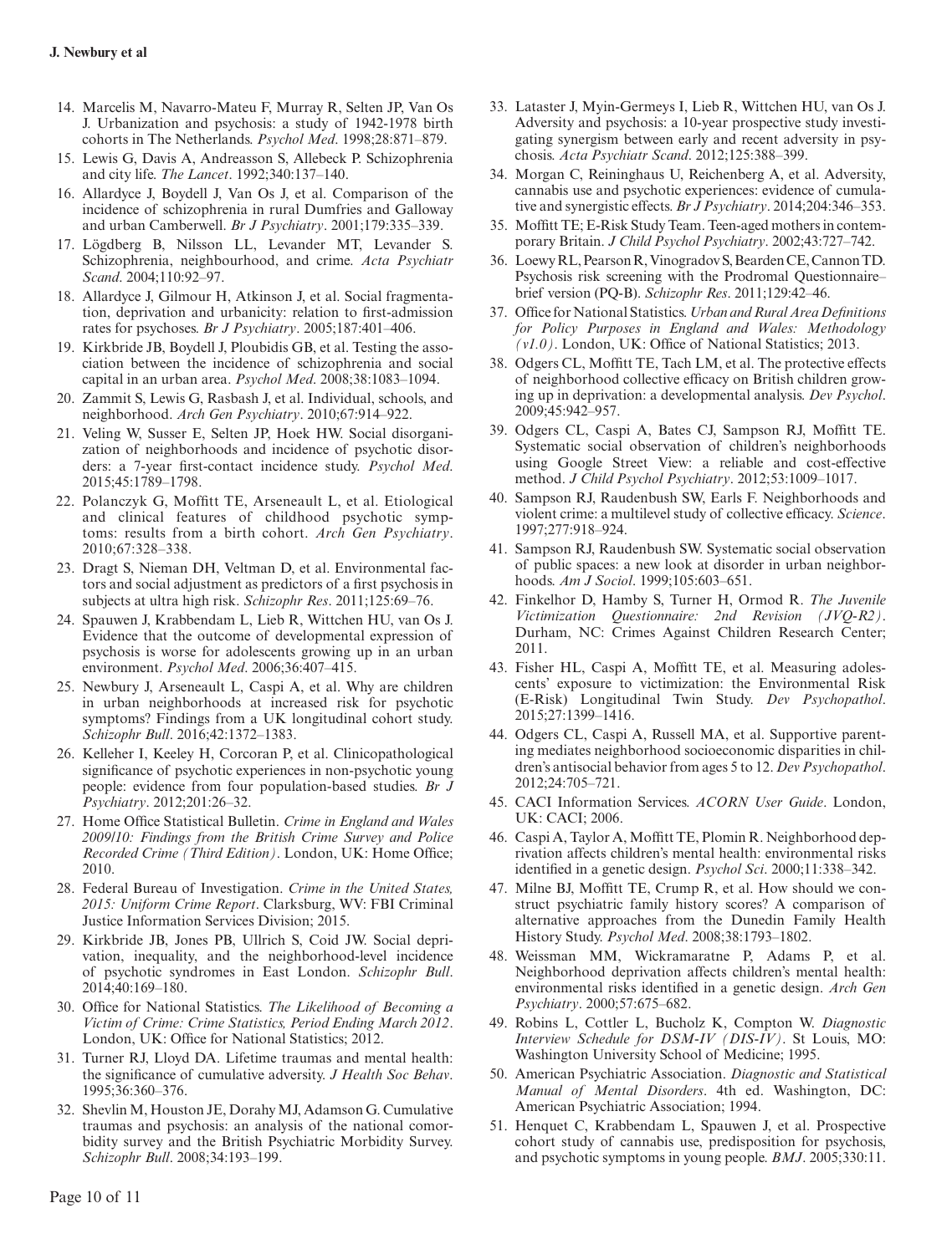14. Marcelis M, Navarro-Mateu F, Murray R, Selten JP, Van Os J. Urbanization and psychosis: a study of 1942-1978 birth cohorts in The Netherlands. *Psychol Med*. 1998;28:871–879.
15. Lewis G, Davis A, Andreasson S, Allebeck P. Schizophrenia and city life. *The Lancet*. 1992;340:137–140.
16. Allardyce J, Boydell J, Van Os J, et al. Comparison of the incidence of schizophrenia in rural Dumfries and Galloway and urban Camberwell. *Br J Psychiatry*. 2001;179:335–339.
17. Lögdberg B, Nilsson LL, Levander MT, Levander S. Schizophrenia, neighbourhood, and crime. *Acta Psychiatr Scand*. 2004;110:92–97.
18. Allardyce J, Gilmour H, Atkinson J, et al. Social fragmentation, deprivation and urbanicity: relation to first-admission rates for psychoses. *Br J Psychiatry*. 2005;187:401–406.
19. Kirkbride JB, Boydell J, Ploubidis GB, et al. Testing the association between the incidence of schizophrenia and social capital in an urban area. *Psychol Med*. 2008;38:1083–1094.
20. Zammit S, Lewis G, Rasbash J, et al. Individual, schools, and neighborhood. *Arch Gen Psychiatry*. 2010;67:914–922.
21. Veling W, Susser E, Selten JP, Hoek HW. Social disorganization of neighborhoods and incidence of psychotic disorders: a 7-year first-contact incidence study. *Psychol Med*. 2015;45:1789–1798.
22. Polanczyk G, Moffitt TE, Arseneault L, et al. Etiological and clinical features of childhood psychotic symptoms: results from a birth cohort. *Arch Gen Psychiatry*. 2010;67:328–338.
23. Dragt S, Nieman DH, Veltman D, et al. Environmental factors and social adjustment as predictors of a first psychosis in subjects at ultra high risk. *Schizophr Res*. 2011;125:69–76.
24. Spauwen J, Krabbendam L, Lieb R, Wittchen HU, van Os J. Evidence that the outcome of developmental expression of psychosis is worse for adolescents growing up in an urban environment. *Psychol Med*. 2006;36:407–415.
25. Newbury J, Arseneault L, Caspi A, et al. Why are children in urban neighborhoods at increased risk for psychotic symptoms? Findings from a UK longitudinal cohort study. *Schizophr Bull*. 2016;42:1372–1383.
26. Kelleher I, Keeley H, Corcoran P, et al. Clinicopathological significance of psychotic experiences in non-psychotic young people: evidence from four population-based studies. *Br J Psychiatry*. 2012;201:26–32.
27. Home Office Statistical Bulletin. *Crime in England and Wales 2009/10: Findings from the British Crime Survey and Police Recorded Crime (Third Edition)*. London, UK: Home Office; 2010.
28. Federal Bureau of Investigation. *Crime in the United States, 2015: Uniform Crime Report*. Clarksburg, WV: FBI Criminal Justice Information Services Division; 2015.
29. Kirkbride JB, Jones PB, Ullrich S, Coid JW. Social deprivation, inequality, and the neighborhood-level incidence of psychotic syndromes in East London. *Schizophr Bull*. 2014;40:169–180.
30. Office for National Statistics. *The Likelihood of Becoming a Victim of Crime: Crime Statistics, Period Ending March 2012*. London, UK: Office for National Statistics; 2012.
31. Turner RJ, Lloyd DA. Lifetime traumas and mental health: the significance of cumulative adversity. *J Health Soc Behav*. 1995;36:360–376.
32. Shevlin M, Houston JE, Dorahy MJ, Adamson G. Cumulative traumas and psychosis: an analysis of the national comorbidity survey and the British Psychiatric Morbidity Survey. *Schizophr Bull*. 2008;34:193–199.
33. Lataster J, Myin-Germeys I, Lieb R, Wittchen HU, van Os J. Adversity and psychosis: a 10-year prospective study investigating synergism between early and recent adversity in psychosis. *Acta Psychiatr Scand*. 2012;125:388–399.
34. Morgan C, Reininghaus U, Reichenberg A, et al. Adversity, cannabis use and psychotic experiences: evidence of cumulative and synergistic effects. *Br J Psychiatry*. 2014;204:346–353.
35. Moffitt TE; E-Risk Study Team. Teen-aged mothers in contemporary Britain. *J Child Psychol Psychiatry*. 2002;43:727–742.
36. Loewy RL, Pearson R, Vinogradov S, Bearden CE, Cannon TD. Psychosis risk screening with the Prodromal Questionnaire–brief version (PQ-B). *Schizophr Res*. 2011;129:42–46.
37. Office for National Statistics. *Urban and Rural Area Definitions for Policy Purposes in England and Wales: Methodology (v1.0)*. London, UK: Office of National Statistics; 2013.
38. Odgers CL, Moffitt TE, Tach LM, et al. The protective effects of neighborhood collective efficacy on British children growing up in deprivation: a developmental analysis. *Dev Psychol*. 2009;45:942–957.
39. Odgers CL, Caspi A, Bates CJ, Sampson RJ, Moffitt TE. Systematic social observation of children's neighborhoods using Google Street View: a reliable and cost-effective method. *J Child Psychol Psychiatry*. 2012;53:1009–1017.
40. Sampson RJ, Raudenbush SW, Earls F. Neighborhoods and violent crime: a multilevel study of collective efficacy. *Science*. 1997;277:918–924.
41. Sampson RJ, Raudenbush SW. Systematic social observation of public spaces: a new look at disorder in urban neighborhoods. *Am J Sociol*. 1999;105:603–651.
42. Finkelhor D, Hamby S, Turner H, Ormod R. *The Juvenile Victimization Questionnaire: 2nd Revision (JVQ-R2)*. Durham, NC: Crimes Against Children Research Center; 2011.
43. Fisher HL, Caspi A, Moffitt TE, et al. Measuring adolescents' exposure to victimization: the Environmental Risk (E-Risk) Longitudinal Twin Study. *Dev Psychopathol*. 2015;27:1399–1416.
44. Odgers CL, Caspi A, Russell MA, et al. Supportive parenting mediates neighborhood socioeconomic disparities in children's antisocial behavior from ages 5 to 12. *Dev Psychopathol*. 2012;24:705–721.
45. CACI Information Services. *ACORN User Guide*. London, UK: CACI; 2006.
46. Caspi A, Taylor A, Moffitt TE, Plomin R. Neighborhood deprivation affects children's mental health: environmental risks identified in a genetic design. *Psychol Sci*. 2000;11:338–342.
47. Milne BJ, Moffitt TE, Crump R, et al. How should we construct psychiatric family history scores? A comparison of alternative approaches from the Dunedin Family Health History Study. *Psychol Med*. 2008;38:1793–1802.
48. Weissman MM, Wickramaratne P, Adams P, et al. Neighborhood deprivation affects children's mental health: environmental risks identified in a genetic design. *Arch Gen Psychiatry*. 2000;57:675–682.
49. Robins L, Cottler L, Bucholz K, Compton W. *Diagnostic Interview Schedule for DSM-IV (DIS-IV)*. St Louis, MO: Washington University School of Medicine; 1995.
50. American Psychiatric Association. *Diagnostic and Statistical Manual of Mental Disorders*. 4th ed. Washington, DC: American Psychiatric Association; 1994.
51. Henquet C, Krabbendam L, Spauwen J, et al. Prospective cohort study of cannabis use, predisposition for psychosis, and psychotic symptoms in young people. *BMJ*. 2005;330:11.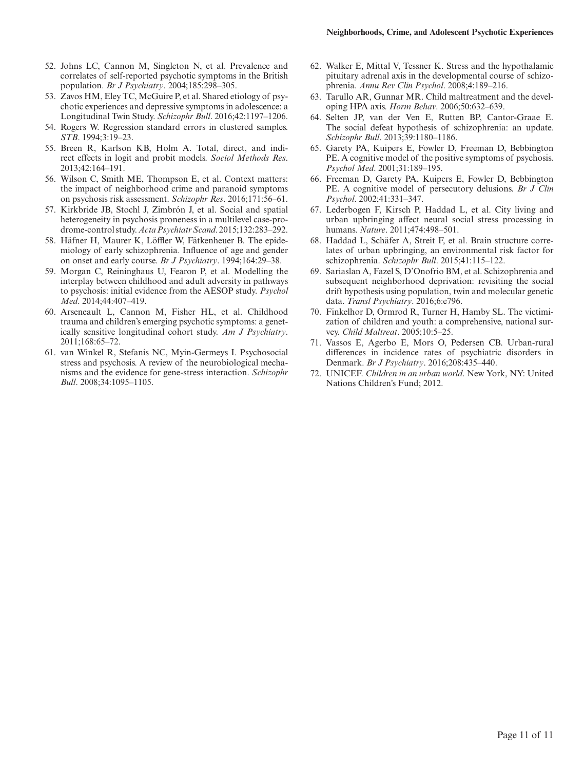52. Johns LC, Cannon M, Singleton N, et al. Prevalence and correlates of self-reported psychotic symptoms in the British population. *Br J Psychiatry*. 2004;185:298–305.
53. Zavos HM, Eley TC, McGuire P, et al. Shared etiology of psychotic experiences and depressive symptoms in adolescence: a Longitudinal Twin Study. *Schizophr Bull*. 2016;42:1197–1206.
54. Rogers W. Regression standard errors in clustered samples. *STB*. 1994;3:19–23.
55. Breen R, Karlson KB, Holm A. Total, direct, and indirect effects in logit and probit models. *Sociol Methods Res*. 2013;42:164–191.
56. Wilson C, Smith ME, Thompson E, et al. Context matters: the impact of neighborhood crime and paranoid symptoms on psychosis risk assessment. *Schizophr Res*. 2016;171:56–61.
57. Kirkbride JB, Stochl J, Zimbrón J, et al. Social and spatial heterogeneity in psychosis proneness in a multilevel case-prodrome-control study. *Acta Psychiatr Scand*. 2015;132:283–292.
58. Häfner H, Maurer K, Löffler W, Fätkenheuer B. The epidemiology of early schizophrenia. Influence of age and gender on onset and early course. *Br J Psychiatry*. 1994;164:29–38.
59. Morgan C, Reininghaus U, Fearon P, et al. Modelling the interplay between childhood and adult adversity in pathways to psychosis: initial evidence from the AESOP study. *Psychol Med*. 2014;44:407–419.
60. Arseneault L, Cannon M, Fisher HL, et al. Childhood trauma and children's emerging psychotic symptoms: a genetically sensitive longitudinal cohort study. *Am J Psychiatry*. 2011;168:65–72.
61. van Winkel R, Stefanis NC, Myin-Germeys I. Psychosocial stress and psychosis. A review of the neurobiological mechanisms and the evidence for gene-stress interaction. *Schizophr Bull*. 2008;34:1095–1105.
62. Walker E, Mittal V, Tessner K. Stress and the hypothalamic pituitary adrenal axis in the developmental course of schizophrenia. *Annu Rev Clin Psychol*. 2008;4:189–216.
63. Tarullo AR, Gunnar MR. Child maltreatment and the developing HPA axis. *Horm Behav*. 2006;50:632–639.
64. Selten JP, van der Ven E, Rutten BP, Cantor-Graae E. The social defeat hypothesis of schizophrenia: an update. *Schizophr Bull*. 2013;39:1180–1186.
65. Garety PA, Kuipers E, Fowler D, Freeman D, Bebbington PE. A cognitive model of the positive symptoms of psychosis. *Psychol Med*. 2001;31:189–195.
66. Freeman D, Garety PA, Kuipers E, Fowler D, Bebbington PE. A cognitive model of persecutory delusions. *Br J Clin Psychol*. 2002;41:331–347.
67. Lederbogen F, Kirsch P, Haddad L, et al. City living and urban upbringing affect neural social stress processing in humans. *Nature*. 2011;474:498–501.
68. Haddad L, Schäfer A, Streit F, et al. Brain structure correlates of urban upbringing, an environmental risk factor for schizophrenia. *Schizophr Bull*. 2015;41:115–122.
69. Sariaslan A, Fazel S, D'Onofrio BM, et al. Schizophrenia and subsequent neighborhood deprivation: revisiting the social drift hypothesis using population, twin and molecular genetic data. *Transl Psychiatry*. 2016;6:e796.
70. Finkelhor D, Ormrod R, Turner H, Hamby SL. The victimization of children and youth: a comprehensive, national survey. *Child Maltreat*. 2005;10:5–25.
71. Vassos E, Agerbo E, Mors O, Pedersen CB. Urban-rural differences in incidence rates of psychiatric disorders in Denmark. *Br J Psychiatry*. 2016;208:435–440.
72. UNICEF. *Children in an urban world*. New York, NY: United Nations Children's Fund; 2012.